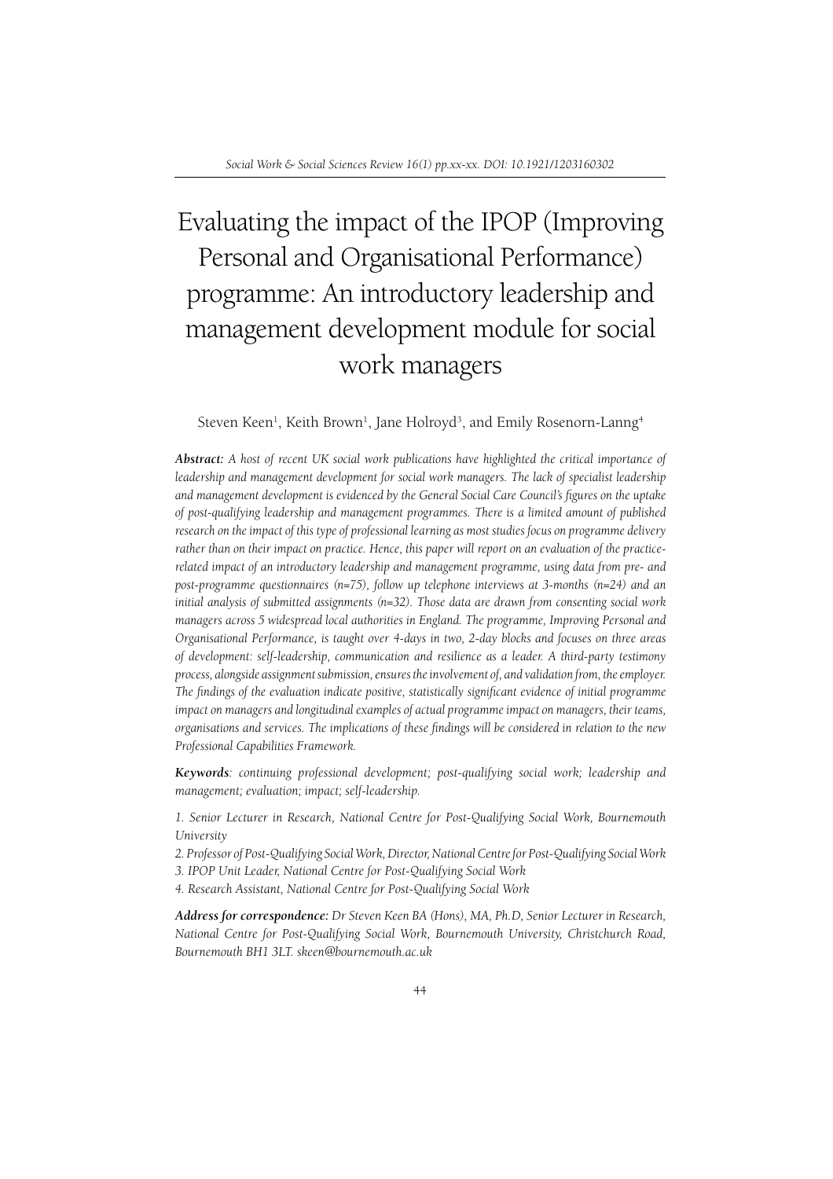# Evaluating the impact of the IPOP (Improving Personal and Organisational Performance) programme: An introductory leadership and management development module for social work managers

Steven Keen[1], Keith Brown[1], Jane Holroyd[3], and Emily Rosenorn-Lanng[4]

***Abstract:*** *A host of recent UK social work publications have highlighted the critical importance of leadership and management development for social work managers. The lack of specialist leadership and management development is evidenced by the General Social Care Council's figures on the uptake of post-qualifying leadership and management programmes. There is a limited amount of published research on the impact of this type of professional learning as most studies focus on programme delivery rather than on their impact on practice. Hence, this paper will report on an evaluation of the practice-related impact of an introductory leadership and management programme, using data from pre- and post-programme questionnaires (n=75), follow up telephone interviews at 3-months (n=24) and an initial analysis of submitted assignments (n=32). Those data are drawn from consenting social work managers across 5 widespread local authorities in England. The programme, Improving Personal and Organisational Performance, is taught over 4-days in two, 2-day blocks and focuses on three areas of development: self-leadership, communication and resilience as a leader. A third-party testimony process, alongside assignment submission, ensures the involvement of, and validation from, the employer. The findings of the evaluation indicate positive, statistically significant evidence of initial programme impact on managers and longitudinal examples of actual programme impact on managers, their teams, organisations and services. The implications of these findings will be considered in relation to the new Professional Capabilities Framework.*

***Keywords****: continuing professional development; post-qualifying social work; leadership and management; evaluation; impact; self-leadership.*

*1. Senior Lecturer in Research, National Centre for Post-Qualifying Social Work, Bournemouth University*

*2. Professor of Post-Qualifying Social Work, Director, National Centre for Post-Qualifying Social Work*

*3. IPOP Unit Leader, National Centre for Post-Qualifying Social Work*

*4. Research Assistant, National Centre for Post-Qualifying Social Work*

***Address for correspondence:*** *Dr Steven Keen BA (Hons), MA, Ph.D, Senior Lecturer in Research, National Centre for Post-Qualifying Social Work, Bournemouth University, Christchurch Road, Bournemouth BH1 3LT. skeen@bournemouth.ac.uk*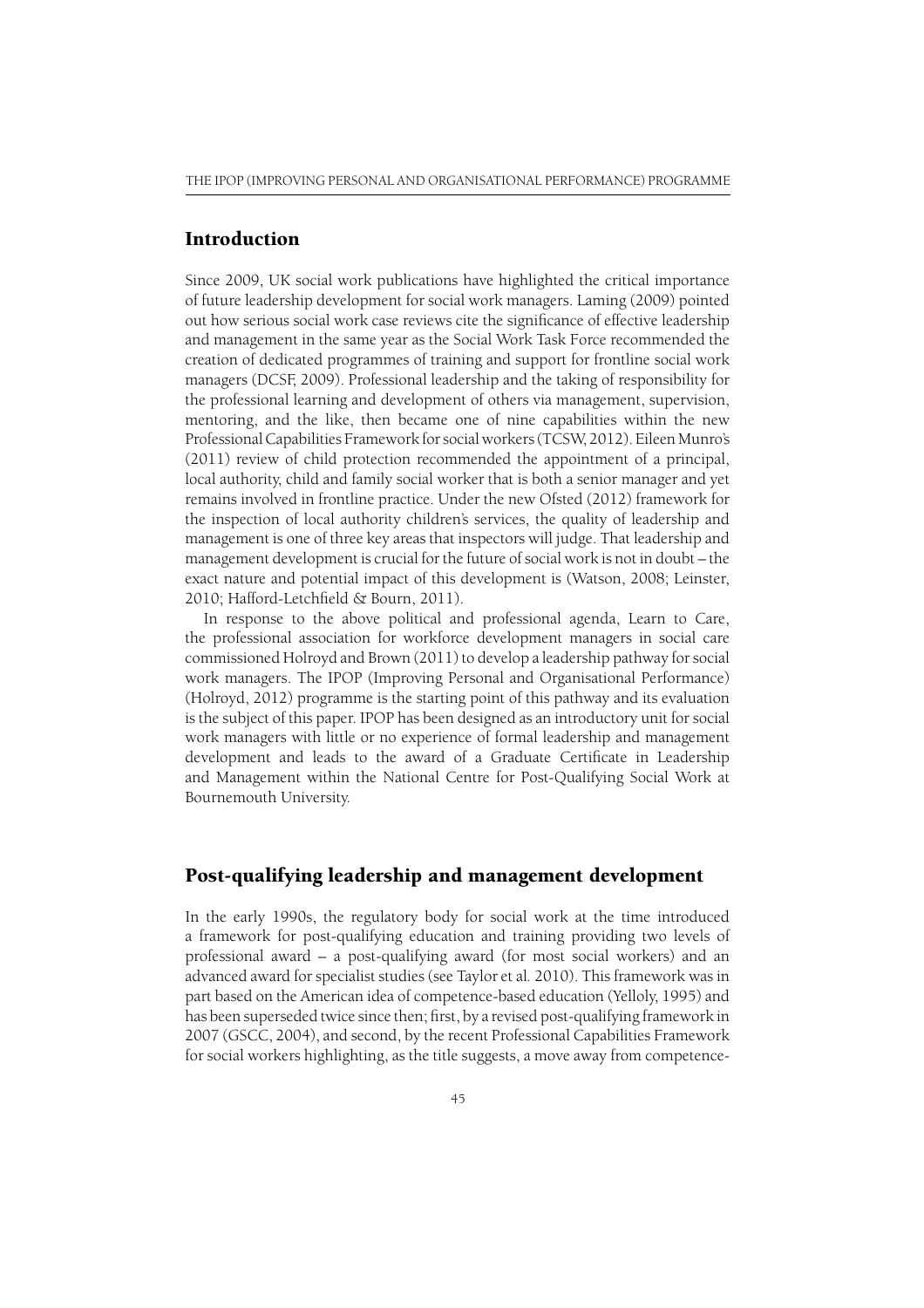## Introduction

Since 2009, UK social work publications have highlighted the critical importance of future leadership development for social work managers. Laming (2009) pointed out how serious social work case reviews cite the significance of effective leadership and management in the same year as the Social Work Task Force recommended the creation of dedicated programmes of training and support for frontline social work managers (DCSF, 2009). Professional leadership and the taking of responsibility for the professional learning and development of others via management, supervision, mentoring, and the like, then became one of nine capabilities within the new Professional Capabilities Framework for social workers (TCSW, 2012). Eileen Munro's (2011) review of child protection recommended the appointment of a principal, local authority, child and family social worker that is both a senior manager and yet remains involved in frontline practice. Under the new Ofsted (2012) framework for the inspection of local authority children's services, the quality of leadership and management is one of three key areas that inspectors will judge. That leadership and management development is crucial for the future of social work is not in doubt – the exact nature and potential impact of this development is (Watson, 2008; Leinster, 2010; Hafford-Letchfield & Bourn, 2011).

In response to the above political and professional agenda, Learn to Care, the professional association for workforce development managers in social care commissioned Holroyd and Brown (2011) to develop a leadership pathway for social work managers. The IPOP (Improving Personal and Organisational Performance) (Holroyd, 2012) programme is the starting point of this pathway and its evaluation is the subject of this paper. IPOP has been designed as an introductory unit for social work managers with little or no experience of formal leadership and management development and leads to the award of a Graduate Certificate in Leadership and Management within the National Centre for Post-Qualifying Social Work at Bournemouth University.

## Post-qualifying leadership and management development

In the early 1990s, the regulatory body for social work at the time introduced a framework for post-qualifying education and training providing two levels of professional award – a post-qualifying award (for most social workers) and an advanced award for specialist studies (see Taylor et al. 2010). This framework was in part based on the American idea of competence-based education (Yelloly, 1995) and has been superseded twice since then; first, by a revised post-qualifying framework in 2007 (GSCC, 2004), and second, by the recent Professional Capabilities Framework for social workers highlighting, as the title suggests, a move away from competence-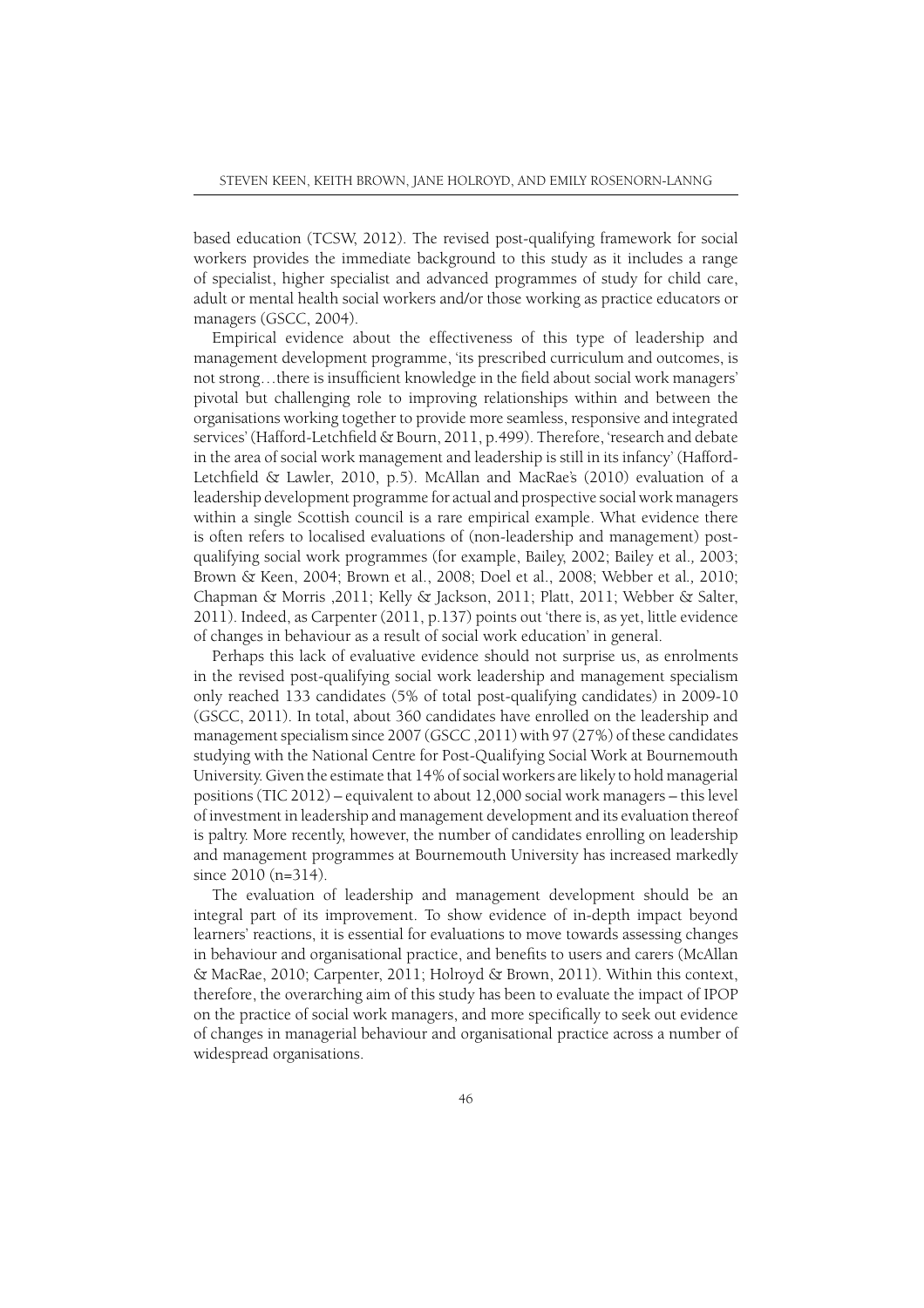based education (TCSW, 2012). The revised post-qualifying framework for social workers provides the immediate background to this study as it includes a range of specialist, higher specialist and advanced programmes of study for child care, adult or mental health social workers and/or those working as practice educators or managers (GSCC, 2004).

Empirical evidence about the effectiveness of this type of leadership and management development programme, 'its prescribed curriculum and outcomes, is not strong…there is insufficient knowledge in the field about social work managers' pivotal but challenging role to improving relationships within and between the organisations working together to provide more seamless, responsive and integrated services' (Hafford-Letchfield & Bourn, 2011, p.499). Therefore, 'research and debate in the area of social work management and leadership is still in its infancy' (Hafford-Letchfield & Lawler, 2010, p.5). McAllan and MacRae's (2010) evaluation of a leadership development programme for actual and prospective social work managers within a single Scottish council is a rare empirical example. What evidence there is often refers to localised evaluations of (non-leadership and management) post-qualifying social work programmes (for example, Bailey, 2002; Bailey et al., 2003; Brown & Keen, 2004; Brown et al., 2008; Doel et al., 2008; Webber et al., 2010; Chapman & Morris ,2011; Kelly & Jackson, 2011; Platt, 2011; Webber & Salter, 2011). Indeed, as Carpenter (2011, p.137) points out 'there is, as yet, little evidence of changes in behaviour as a result of social work education' in general.

Perhaps this lack of evaluative evidence should not surprise us, as enrolments in the revised post-qualifying social work leadership and management specialism only reached 133 candidates (5% of total post-qualifying candidates) in 2009-10 (GSCC, 2011). In total, about 360 candidates have enrolled on the leadership and management specialism since 2007 (GSCC ,2011) with 97 (27%) of these candidates studying with the National Centre for Post-Qualifying Social Work at Bournemouth University. Given the estimate that 14% of social workers are likely to hold managerial positions (TIC 2012) – equivalent to about 12,000 social work managers – this level of investment in leadership and management development and its evaluation thereof is paltry. More recently, however, the number of candidates enrolling on leadership and management programmes at Bournemouth University has increased markedly since 2010 (n=314).

The evaluation of leadership and management development should be an integral part of its improvement. To show evidence of in-depth impact beyond learners' reactions, it is essential for evaluations to move towards assessing changes in behaviour and organisational practice, and benefits to users and carers (McAllan & MacRae, 2010; Carpenter, 2011; Holroyd & Brown, 2011). Within this context, therefore, the overarching aim of this study has been to evaluate the impact of IPOP on the practice of social work managers, and more specifically to seek out evidence of changes in managerial behaviour and organisational practice across a number of widespread organisations.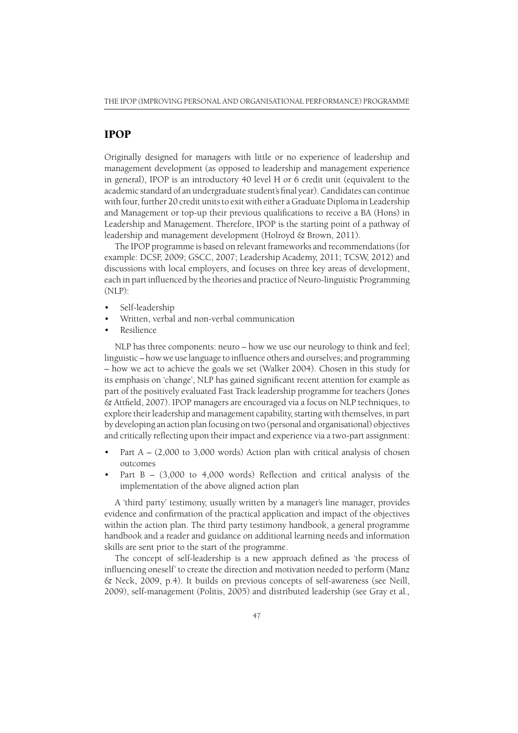## IPOP

Originally designed for managers with little or no experience of leadership and management development (as opposed to leadership and management experience in general), IPOP is an introductory 40 level H or 6 credit unit (equivalent to the academic standard of an undergraduate student's final year). Candidates can continue with four, further 20 credit units to exit with either a Graduate Diploma in Leadership and Management or top-up their previous qualifications to receive a BA (Hons) in Leadership and Management. Therefore, IPOP is the starting point of a pathway of leadership and management development (Holroyd & Brown, 2011).

The IPOP programme is based on relevant frameworks and recommendations (for example: DCSF, 2009; GSCC, 2007; Leadership Academy, 2011; TCSW, 2012) and discussions with local employers, and focuses on three key areas of development, each in part influenced by the theories and practice of Neuro-linguistic Programming (NLP):

- Self-leadership
- Written, verbal and non-verbal communication
- Resilience

NLP has three components: neuro – how we use our neurology to think and feel; linguistic – how we use language to influence others and ourselves; and programming – how we act to achieve the goals we set (Walker 2004). Chosen in this study for its emphasis on 'change', NLP has gained significant recent attention for example as part of the positively evaluated Fast Track leadership programme for teachers (Jones & Attfield, 2007). IPOP managers are encouraged via a focus on NLP techniques, to explore their leadership and management capability, starting with themselves, in part by developing an action plan focusing on two (personal and organisational) objectives and critically reflecting upon their impact and experience via a two-part assignment:

- Part A – (2,000 to 3,000 words) Action plan with critical analysis of chosen outcomes
- Part B – (3,000 to 4,000 words) Reflection and critical analysis of the implementation of the above aligned action plan

A 'third party' testimony, usually written by a manager's line manager, provides evidence and confirmation of the practical application and impact of the objectives within the action plan. The third party testimony handbook, a general programme handbook and a reader and guidance on additional learning needs and information skills are sent prior to the start of the programme.

The concept of self-leadership is a new approach defined as 'the process of influencing oneself' to create the direction and motivation needed to perform (Manz & Neck, 2009, p.4). It builds on previous concepts of self-awareness (see Neill, 2009), self-management (Politis, 2005) and distributed leadership (see Gray et al.,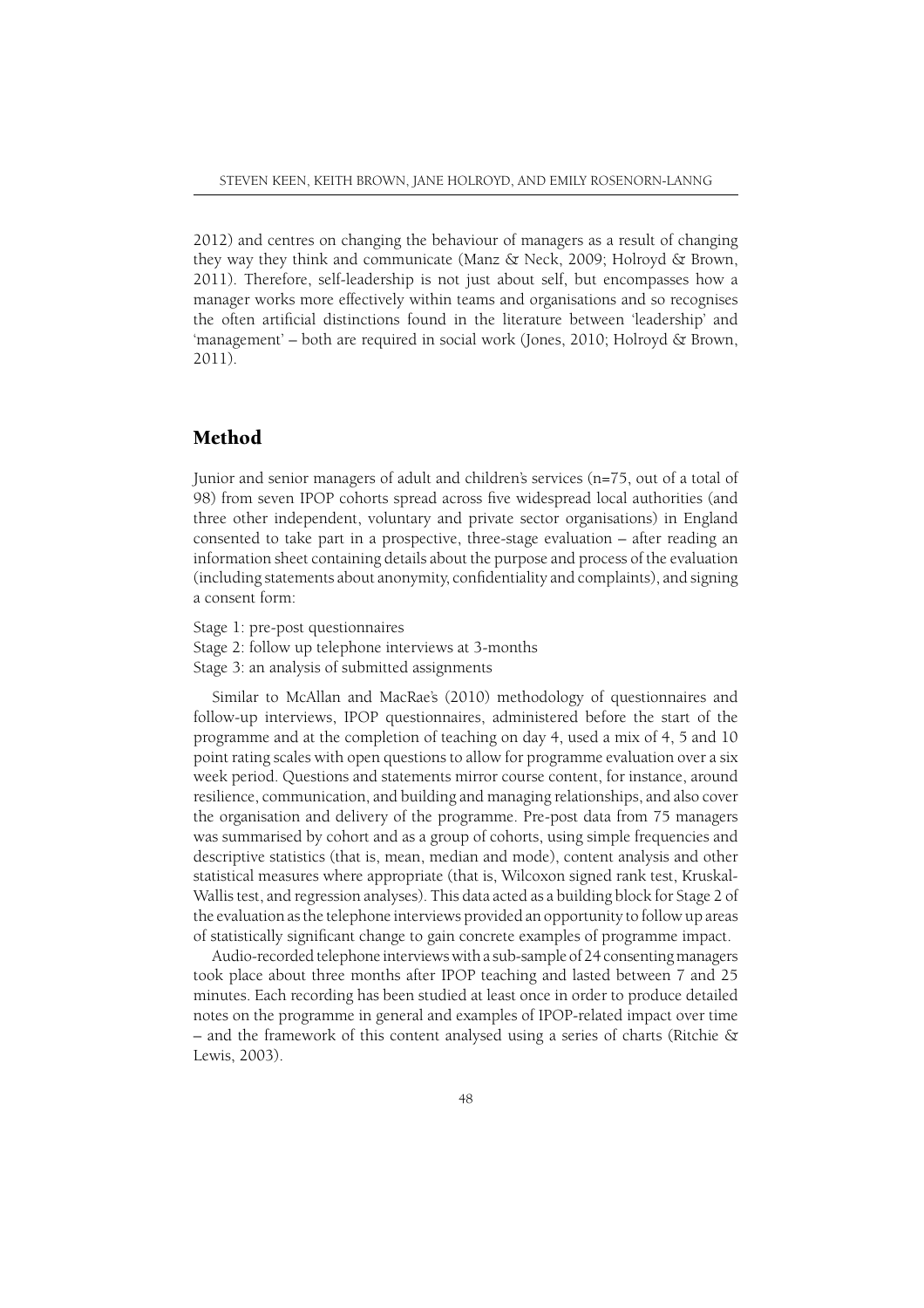2012) and centres on changing the behaviour of managers as a result of changing they way they think and communicate (Manz & Neck, 2009; Holroyd & Brown, 2011). Therefore, self-leadership is not just about self, but encompasses how a manager works more effectively within teams and organisations and so recognises the often artificial distinctions found in the literature between 'leadership' and 'management' – both are required in social work (Jones, 2010; Holroyd & Brown, 2011).

## Method

Junior and senior managers of adult and children's services (n=75, out of a total of 98) from seven IPOP cohorts spread across five widespread local authorities (and three other independent, voluntary and private sector organisations) in England consented to take part in a prospective, three-stage evaluation – after reading an information sheet containing details about the purpose and process of the evaluation (including statements about anonymity, confidentiality and complaints), and signing a consent form:

Stage 1: pre-post questionnaires
Stage 2: follow up telephone interviews at 3-months
Stage 3: an analysis of submitted assignments

Similar to McAllan and MacRae's (2010) methodology of questionnaires and follow-up interviews, IPOP questionnaires, administered before the start of the programme and at the completion of teaching on day 4, used a mix of 4, 5 and 10 point rating scales with open questions to allow for programme evaluation over a six week period. Questions and statements mirror course content, for instance, around resilience, communication, and building and managing relationships, and also cover the organisation and delivery of the programme. Pre-post data from 75 managers was summarised by cohort and as a group of cohorts, using simple frequencies and descriptive statistics (that is, mean, median and mode), content analysis and other statistical measures where appropriate (that is, Wilcoxon signed rank test, Kruskal-Wallis test, and regression analyses). This data acted as a building block for Stage 2 of the evaluation as the telephone interviews provided an opportunity to follow up areas of statistically significant change to gain concrete examples of programme impact.

Audio-recorded telephone interviews with a sub-sample of 24 consenting managers took place about three months after IPOP teaching and lasted between 7 and 25 minutes. Each recording has been studied at least once in order to produce detailed notes on the programme in general and examples of IPOP-related impact over time – and the framework of this content analysed using a series of charts (Ritchie & Lewis, 2003).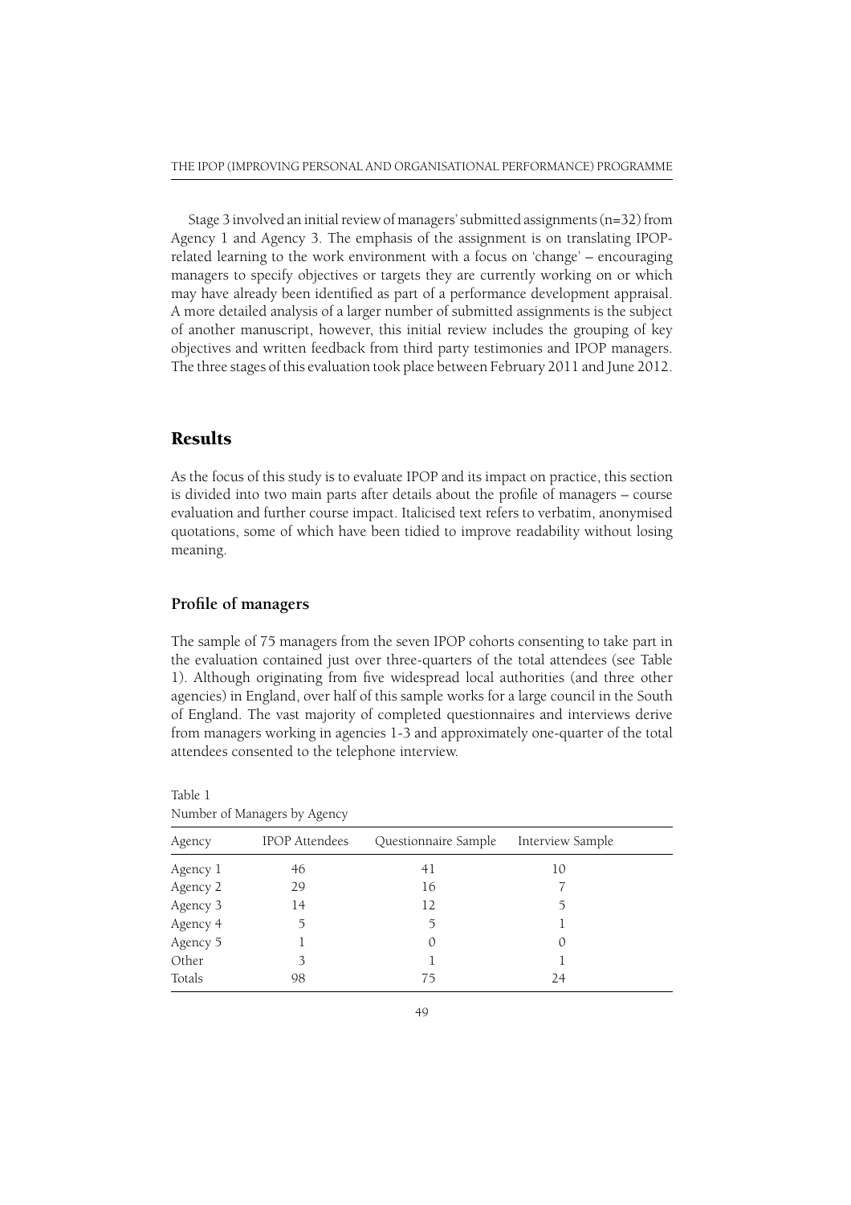Stage 3 involved an initial review of managers' submitted assignments (n=32) from Agency 1 and Agency 3. The emphasis of the assignment is on translating IPOP-related learning to the work environment with a focus on 'change' – encouraging managers to specify objectives or targets they are currently working on or which may have already been identified as part of a performance development appraisal. A more detailed analysis of a larger number of submitted assignments is the subject of another manuscript, however, this initial review includes the grouping of key objectives and written feedback from third party testimonies and IPOP managers. The three stages of this evaluation took place between February 2011 and June 2012.

## Results

As the focus of this study is to evaluate IPOP and its impact on practice, this section is divided into two main parts after details about the profile of managers – course evaluation and further course impact. Italicised text refers to verbatim, anonymised quotations, some of which have been tidied to improve readability without losing meaning.

### Profile of managers

The sample of 75 managers from the seven IPOP cohorts consenting to take part in the evaluation contained just over three-quarters of the total attendees (see Table 1). Although originating from five widespread local authorities (and three other agencies) in England, over half of this sample works for a large council in the South of England. The vast majority of completed questionnaires and interviews derive from managers working in agencies 1-3 and approximately one-quarter of the total attendees consented to the telephone interview.

Table 1
Number of Managers by Agency

| Agency | IPOP Attendees | Questionnaire Sample | Interview Sample |
|---|---|---|---|
| Agency 1 | 46 | 41 | 10 |
| Agency 2 | 29 | 16 | 7 |
| Agency 3 | 14 | 12 | 5 |
| Agency 4 | 5 | 5 | 1 |
| Agency 5 | 1 | 0 | 0 |
| Other | 3 | 1 | 1 |
| Totals | 98 | 75 | 24 |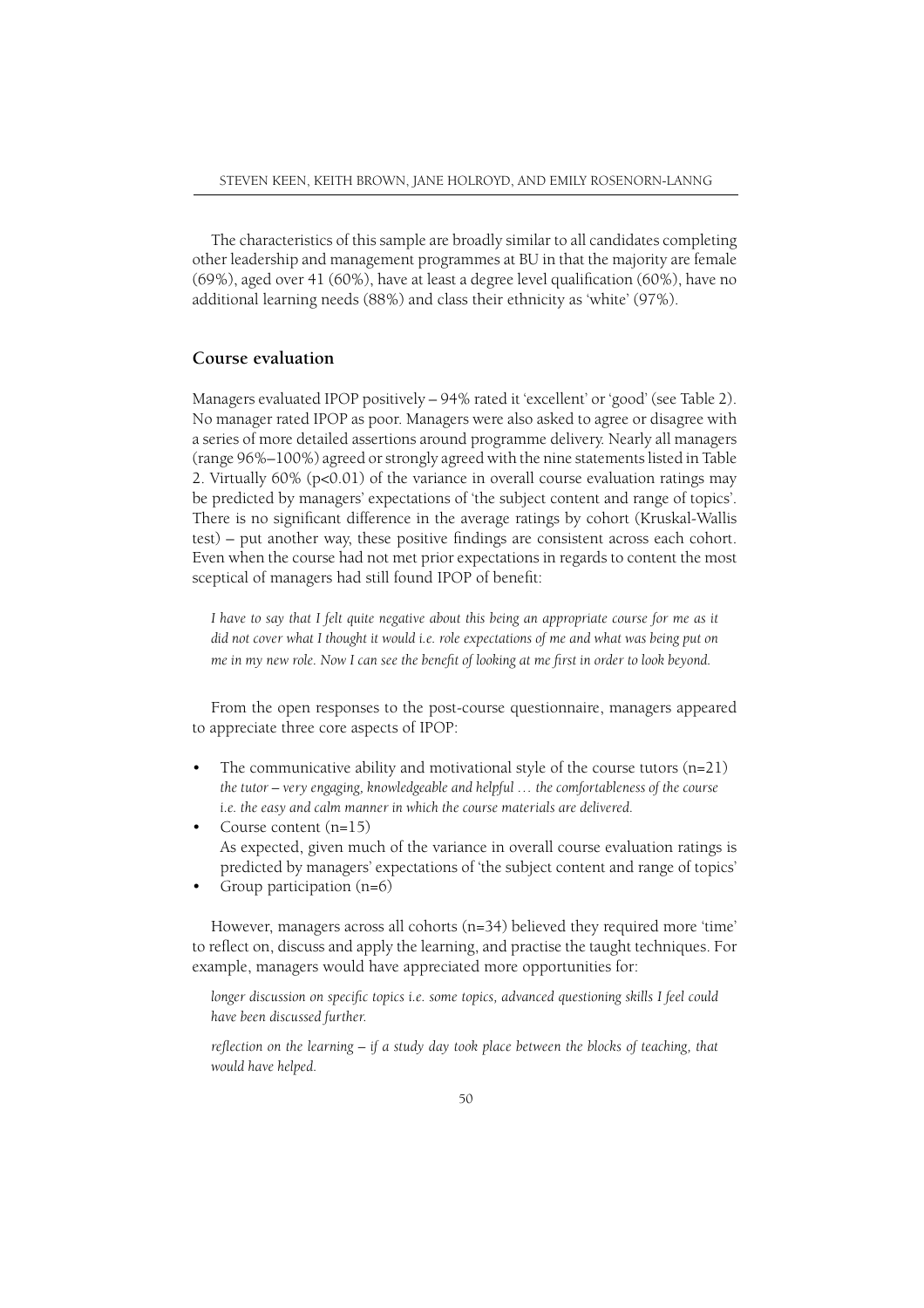The characteristics of this sample are broadly similar to all candidates completing other leadership and management programmes at BU in that the majority are female (69%), aged over 41 (60%), have at least a degree level qualification (60%), have no additional learning needs (88%) and class their ethnicity as 'white' (97%).

## Course evaluation

Managers evaluated IPOP positively – 94% rated it 'excellent' or 'good' (see Table 2). No manager rated IPOP as poor. Managers were also asked to agree or disagree with a series of more detailed assertions around programme delivery. Nearly all managers (range 96%–100%) agreed or strongly agreed with the nine statements listed in Table 2. Virtually 60% ($p<0.01$) of the variance in overall course evaluation ratings may be predicted by managers' expectations of 'the subject content and range of topics'. There is no significant difference in the average ratings by cohort (Kruskal-Wallis test) – put another way, these positive findings are consistent across each cohort. Even when the course had not met prior expectations in regards to content the most sceptical of managers had still found IPOP of benefit:

*I have to say that I felt quite negative about this being an appropriate course for me as it did not cover what I thought it would i.e. role expectations of me and what was being put on me in my new role. Now I can see the benefit of looking at me first in order to look beyond.*

From the open responses to the post-course questionnaire, managers appeared to appreciate three core aspects of IPOP:

- The communicative ability and motivational style of the course tutors (n=21)
  *the tutor – very engaging, knowledgeable and helpful … the comfortableness of the course i.e. the easy and calm manner in which the course materials are delivered.*
- Course content (n=15)
  As expected, given much of the variance in overall course evaluation ratings is predicted by managers' expectations of 'the subject content and range of topics'
- Group participation (n=6)

However, managers across all cohorts (n=34) believed they required more 'time' to reflect on, discuss and apply the learning, and practise the taught techniques. For example, managers would have appreciated more opportunities for:

*longer discussion on specific topics i.e. some topics, advanced questioning skills I feel could have been discussed further.*

*reflection on the learning – if a study day took place between the blocks of teaching, that would have helped.*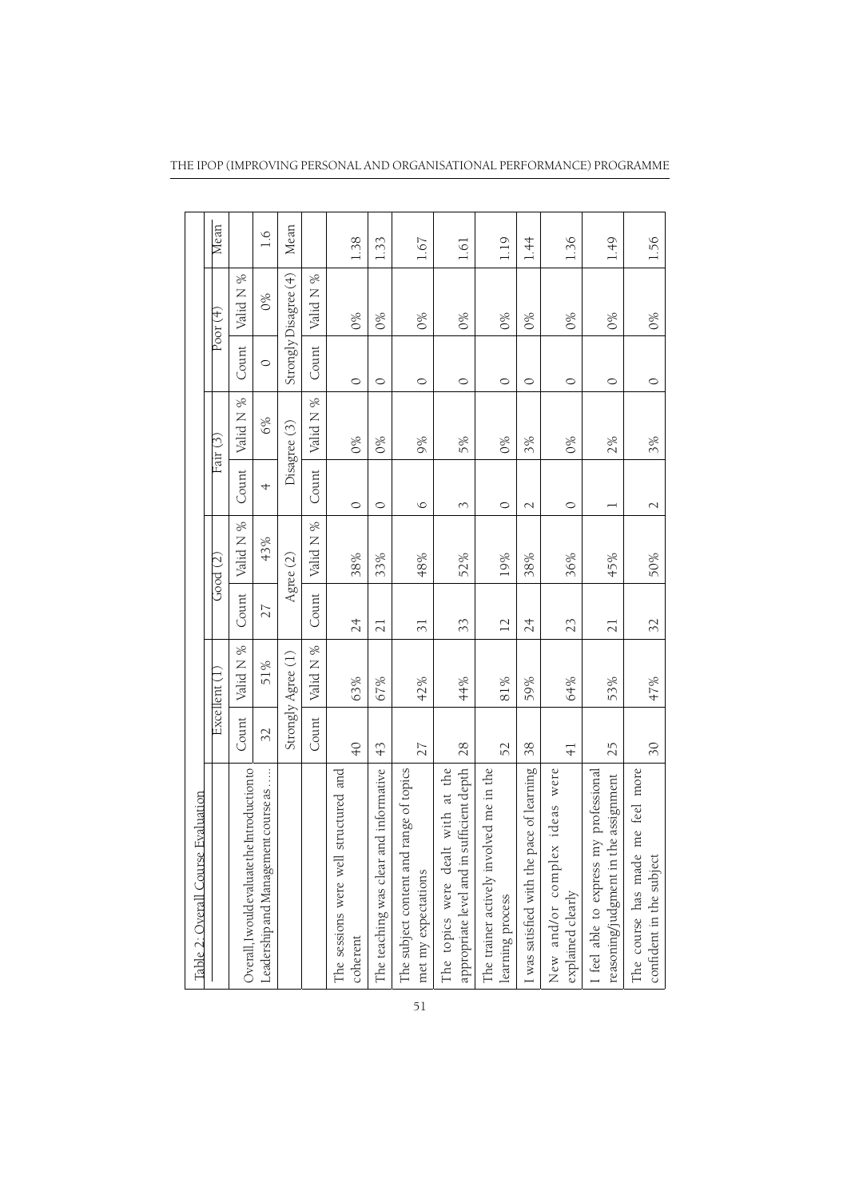Table 2: Overall Course Evaluation

| | Excellent (1) | | Good (2) | | Fair (3) | | Poor (4) | | Mean |
|---|---|---|---|---|---|---|---|---|---|
| | Count | Valid N % | Count | Valid N % | Count | Valid N % | Count | Valid N % | |
| Overall, I would evaluate the Introduction to Leadership and Management course as….. | 32 | 51% | 27 | 43% | 4 | 6% | 0 | 0% | 1.6 |
| | Strongly Agree (1) | | Agree (2) | | Disagree (3) | | Strongly Disagree (4) | | Mean |
| | Count | Valid N % | Count | Valid N % | Count | Valid N % | Count | Valid N % | |
| The sessions were well structured and coherent | 40 | 63% | 24 | 38% | 0 | 0% | 0 | 0% | 1.38 |
| The teaching was clear and informative | 43 | 67% | 21 | 33% | 0 | 0% | 0 | 0% | 1.33 |
| The subject content and range of topics met my expectations | 27 | 42% | 31 | 48% | 6 | 9% | 0 | 0% | 1.67 |
| The topics were dealt with at the appropriate level and in sufficient depth | 28 | 44% | 33 | 52% | 3 | 5% | 0 | 0% | 1.61 |
| The trainer actively involved me in the learning process | 52 | 81% | 12 | 19% | 0 | 0% | 0 | 0% | 1.19 |
| I was satisfied with the pace of learning | 38 | 59% | 24 | 38% | 2 | 3% | 0 | 0% | 1.44 |
| New and/or complex ideas were explained clearly | 41 | 64% | 23 | 36% | 0 | 0% | 0 | 0% | 1.36 |
| I feel able to express my professional reasoning/judgment in the assignment | 25 | 53% | 21 | 45% | 1 | 2% | 0 | 0% | 1.49 |
| The course has made me feel more confident in the subject | 30 | 47% | 32 | 50% | 2 | 3% | 0 | 0% | 1.56 |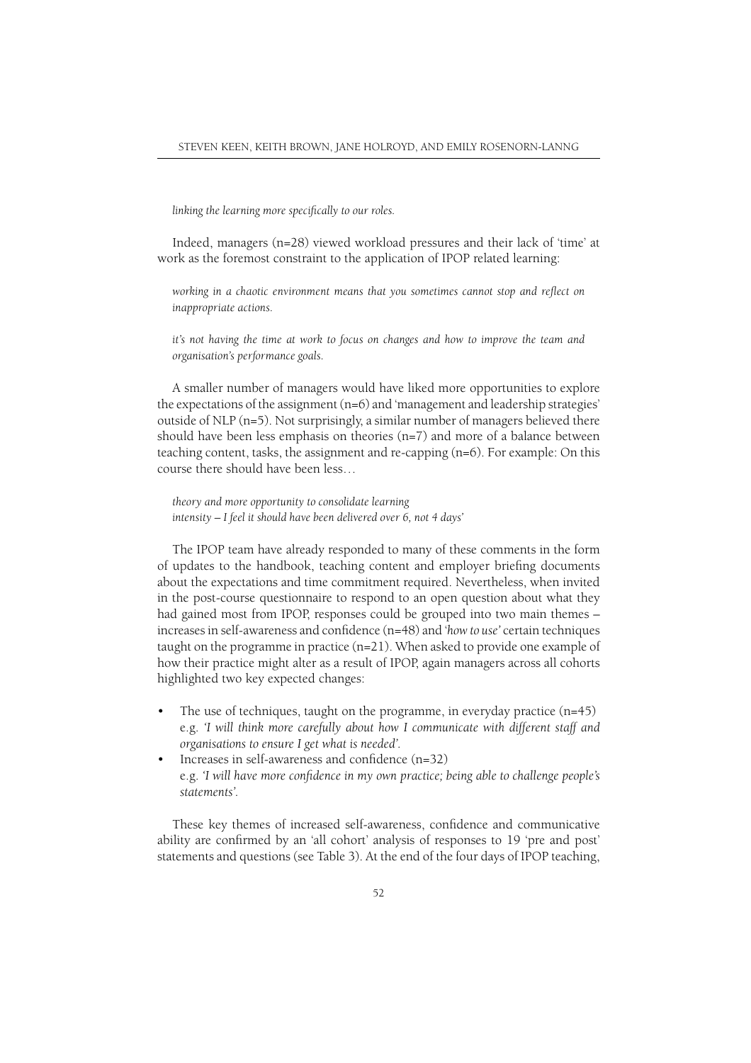*linking the learning more specifically to our roles.*

Indeed, managers (n=28) viewed workload pressures and their lack of 'time' at work as the foremost constraint to the application of IPOP related learning:

> *working in a chaotic environment means that you sometimes cannot stop and reflect on inappropriate actions.*
>
> *it's not having the time at work to focus on changes and how to improve the team and organisation's performance goals.*

A smaller number of managers would have liked more opportunities to explore the expectations of the assignment (n=6) and 'management and leadership strategies' outside of NLP (n=5). Not surprisingly, a similar number of managers believed there should have been less emphasis on theories (n=7) and more of a balance between teaching content, tasks, the assignment and re-capping (n=6). For example: On this course there should have been less…

> *theory and more opportunity to consolidate learning*
> *intensity – I feel it should have been delivered over 6, not 4 days'*

The IPOP team have already responded to many of these comments in the form of updates to the handbook, teaching content and employer briefing documents about the expectations and time commitment required. Nevertheless, when invited in the post-course questionnaire to respond to an open question about what they had gained most from IPOP, responses could be grouped into two main themes – increases in self-awareness and confidence (n=48) and *'how to use'* certain techniques taught on the programme in practice (n=21). When asked to provide one example of how their practice might alter as a result of IPOP, again managers across all cohorts highlighted two key expected changes:

- The use of techniques, taught on the programme, in everyday practice (n=45) e.g. *'I will think more carefully about how I communicate with different staff and organisations to ensure I get what is needed'.*
- Increases in self-awareness and confidence (n=32) e.g. *'I will have more confidence in my own practice; being able to challenge people's statements'.*

These key themes of increased self-awareness, confidence and communicative ability are confirmed by an 'all cohort' analysis of responses to 19 'pre and post' statements and questions (see Table 3). At the end of the four days of IPOP teaching,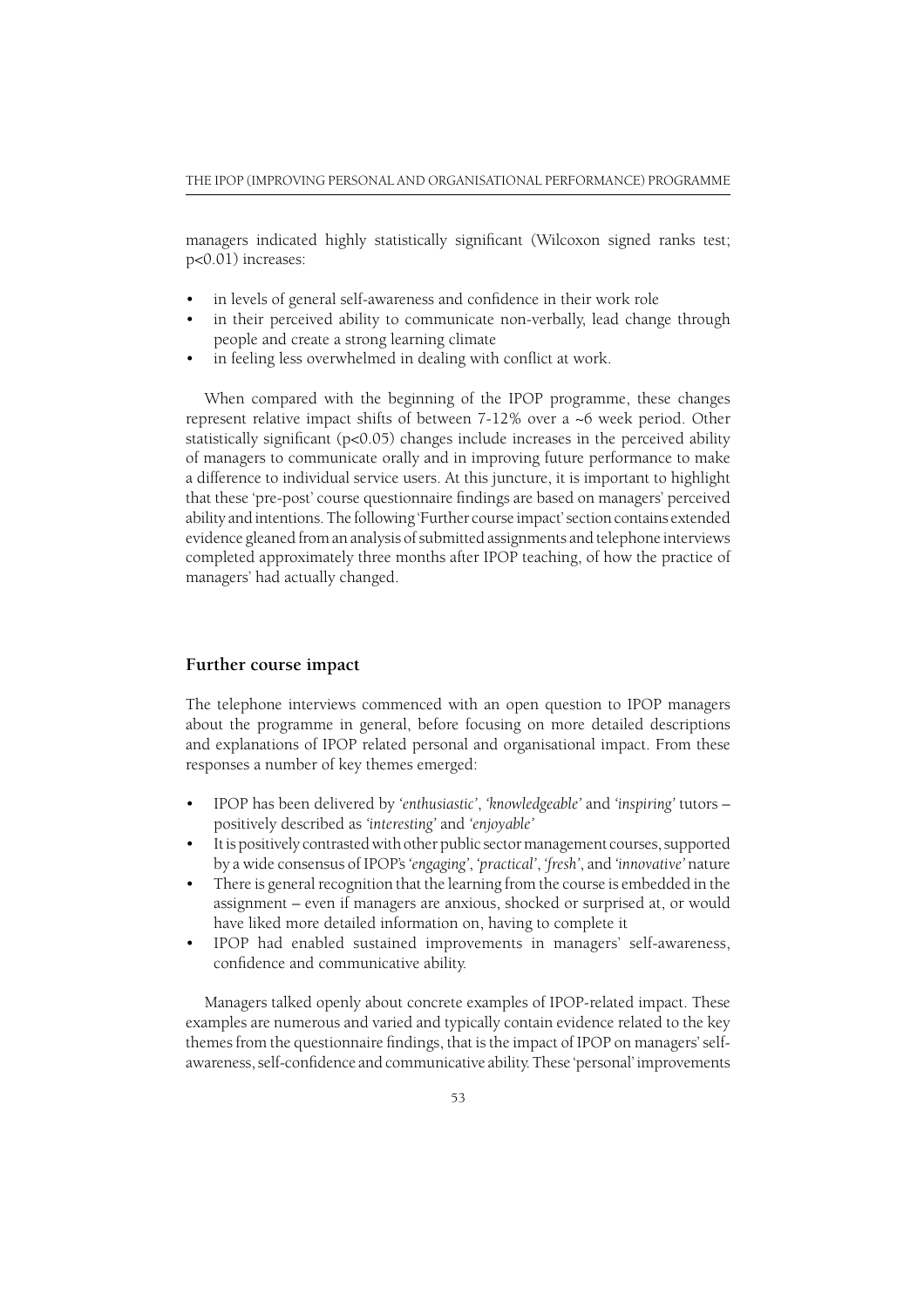managers indicated highly statistically significant (Wilcoxon signed ranks test; $p<0.01$) increases:

- in levels of general self-awareness and confidence in their work role
- in their perceived ability to communicate non-verbally, lead change through people and create a strong learning climate
- in feeling less overwhelmed in dealing with conflict at work.

When compared with the beginning of the IPOP programme, these changes represent relative impact shifts of between 7-12% over a ~6 week period. Other statistically significant ($p<0.05$) changes include increases in the perceived ability of managers to communicate orally and in improving future performance to make a difference to individual service users. At this juncture, it is important to highlight that these 'pre-post' course questionnaire findings are based on managers' perceived ability and intentions. The following 'Further course impact' section contains extended evidence gleaned from an analysis of submitted assignments and telephone interviews completed approximately three months after IPOP teaching, of how the practice of managers' had actually changed.

## Further course impact

The telephone interviews commenced with an open question to IPOP managers about the programme in general, before focusing on more detailed descriptions and explanations of IPOP related personal and organisational impact. From these responses a number of key themes emerged:

- IPOP has been delivered by *'enthusiastic'*, *'knowledgeable'* and *'inspiring'* tutors – positively described as *'interesting'* and *'enjoyable'*
- It is positively contrasted with other public sector management courses, supported by a wide consensus of IPOP's *'engaging'*, *'practical'*, *'fresh'*, and *'innovative'* nature
- There is general recognition that the learning from the course is embedded in the assignment – even if managers are anxious, shocked or surprised at, or would have liked more detailed information on, having to complete it
- IPOP had enabled sustained improvements in managers' self-awareness, confidence and communicative ability.

Managers talked openly about concrete examples of IPOP-related impact. These examples are numerous and varied and typically contain evidence related to the key themes from the questionnaire findings, that is the impact of IPOP on managers' self-awareness, self-confidence and communicative ability. These 'personal' improvements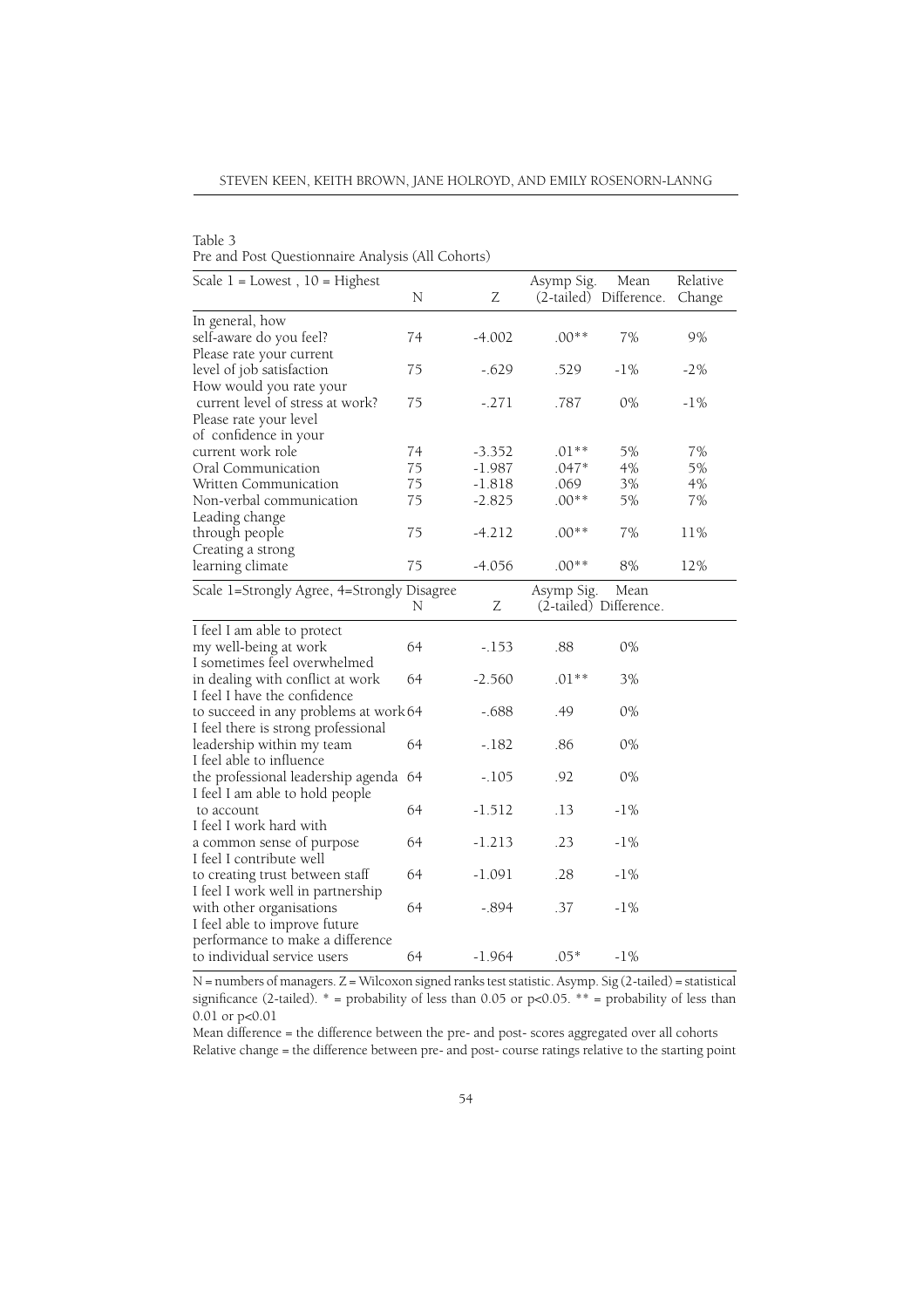Table 3
Pre and Post Questionnaire Analysis (All Cohorts)

| Scale 1 = Lowest , 10 = Highest | N | Z | Asymp Sig. (2-tailed) | Mean Difference. | Relative Change |
|---|---|---|---|---|---|
| In general, how self-aware do you feel? | 74 | -4.002 | .00** | 7% | 9% |
| Please rate your current level of job satisfaction | 75 | -.629 | .529 | -1% | -2% |
| How would you rate your current level of stress at work? | 75 | -.271 | .787 | 0% | -1% |
| Please rate your level of confidence in your current work role | 74 | -3.352 | .01** | 5% | 7% |
| Oral Communication | 75 | -1.987 | .047* | 4% | 5% |
| Written Communication | 75 | -1.818 | .069 | 3% | 4% |
| Non-verbal communication | 75 | -2.825 | .00** | 5% | 7% |
| Leading change through people | 75 | -4.212 | .00** | 7% | 11% |
| Creating a strong learning climate | 75 | -4.056 | .00** | 8% | 12% |
| **Scale 1=Strongly Agree, 4=Strongly Disagree** | **N** | **Z** | **Asymp Sig. (2-tailed)** | **Mean Difference.** | |
| I feel I am able to protect my well-being at work | 64 | -.153 | .88 | 0% | |
| I sometimes feel overwhelmed in dealing with conflict at work | 64 | -2.560 | .01** | 3% | |
| I feel I have the confidence to succeed in any problems at work | 64 | -.688 | .49 | 0% | |
| I feel there is strong professional leadership within my team | 64 | -.182 | .86 | 0% | |
| I feel able to influence the professional leadership agenda | 64 | -.105 | .92 | 0% | |
| I feel I am able to hold people to account | 64 | -1.512 | .13 | -1% | |
| I feel I work hard with a common sense of purpose | 64 | -1.213 | .23 | -1% | |
| I feel I contribute well to creating trust between staff | 64 | -1.091 | .28 | -1% | |
| I feel I work well in partnership with other organisations | 64 | -.894 | .37 | -1% | |
| I feel able to improve future performance to make a difference to individual service users | 64 | -1.964 | .05* | -1% | |

N = numbers of managers. Z = Wilcoxon signed ranks test statistic. Asymp. Sig (2-tailed) = statistical significance (2-tailed). * = probability of less than 0.05 or $p<0.05$. ** = probability of less than 0.01 or $p<0.01$

Mean difference = the difference between the pre- and post- scores aggregated over all cohorts
Relative change = the difference between pre- and post- course ratings relative to the starting point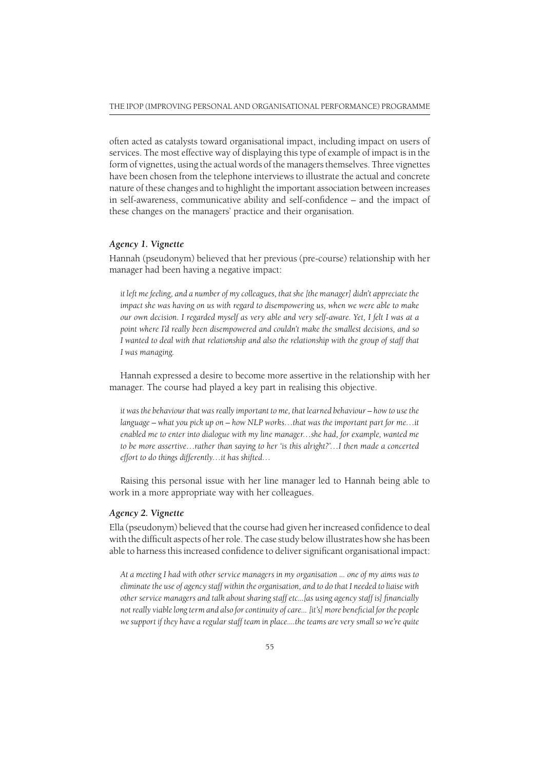often acted as catalysts toward organisational impact, including impact on users of services. The most effective way of displaying this type of example of impact is in the form of vignettes, using the actual words of the managers themselves. Three vignettes have been chosen from the telephone interviews to illustrate the actual and concrete nature of these changes and to highlight the important association between increases in self-awareness, communicative ability and self-confidence – and the impact of these changes on the managers' practice and their organisation.

### *Agency 1. Vignette*

Hannah (pseudonym) believed that her previous (pre-course) relationship with her manager had been having a negative impact:

> *it left me feeling, and a number of my colleagues, that she [the manager] didn't appreciate the impact she was having on us with regard to disempowering us, when we were able to make our own decision. I regarded myself as very able and very self-aware. Yet, I felt I was at a point where I'd really been disempowered and couldn't make the smallest decisions, and so I wanted to deal with that relationship and also the relationship with the group of staff that I was managing.*

Hannah expressed a desire to become more assertive in the relationship with her manager. The course had played a key part in realising this objective.

> *it was the behaviour that was really important to me, that learned behaviour – how to use the language – what you pick up on – how NLP works…that was the important part for me…it enabled me to enter into dialogue with my line manager…she had, for example, wanted me to be more assertive…rather than saying to her 'is this alright?'…I then made a concerted effort to do things differently…it has shifted…*

Raising this personal issue with her line manager led to Hannah being able to work in a more appropriate way with her colleagues.

### *Agency 2. Vignette*

Ella (pseudonym) believed that the course had given her increased confidence to deal with the difficult aspects of her role. The case study below illustrates how she has been able to harness this increased confidence to deliver significant organisational impact:

> *At a meeting I had with other service managers in my organisation ... one of my aims was to eliminate the use of agency staff within the organisation, and to do that I needed to liaise with other service managers and talk about sharing staff etc...[as using agency staff is] financially not really viable long term and also for continuity of care... [it's] more beneficial for the people we support if they have a regular staff team in place....the teams are very small so we're quite*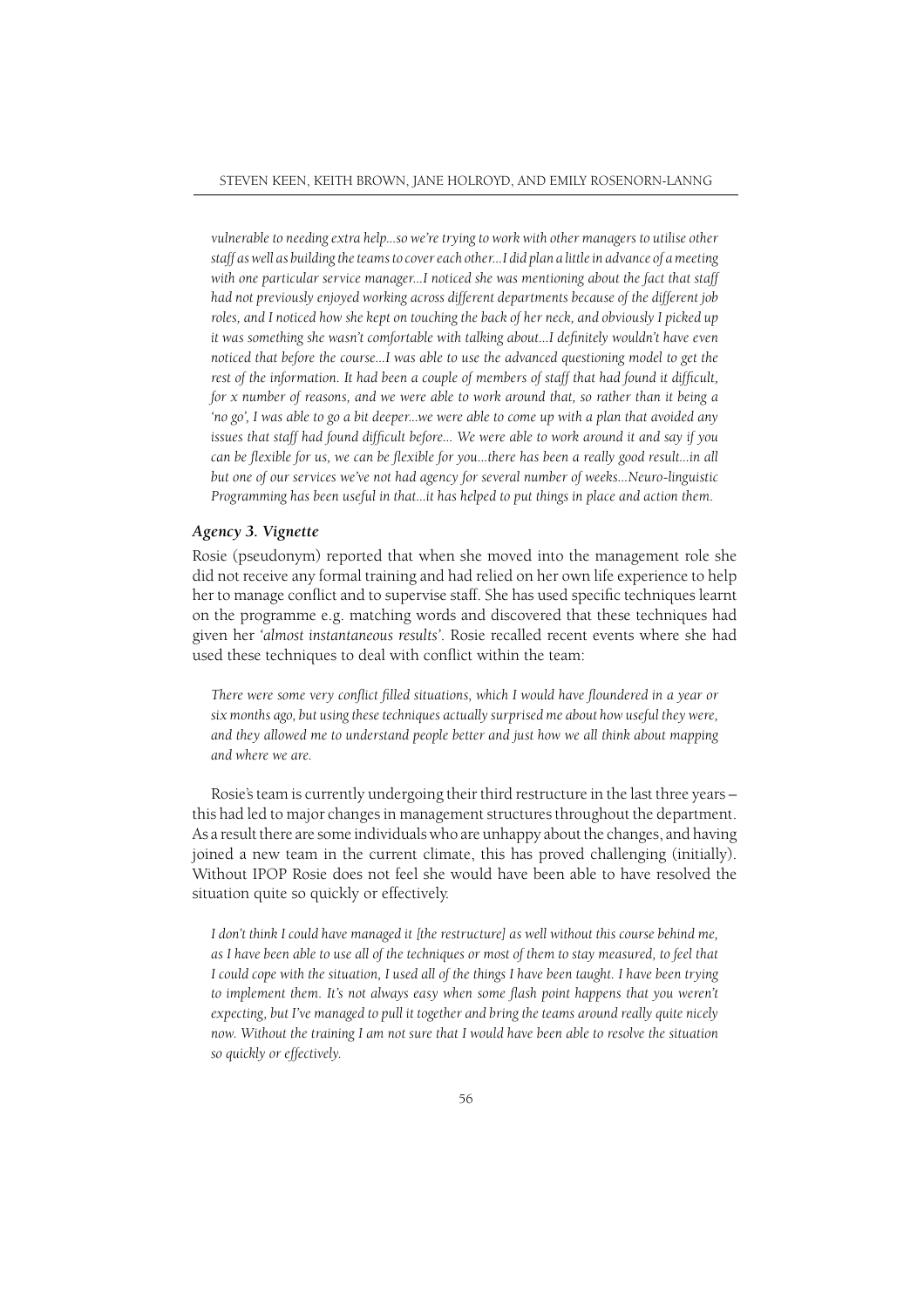*vulnerable to needing extra help...so we're trying to work with other managers to utilise other staff as well as building the teams to cover each other...I did plan a little in advance of a meeting with one particular service manager...I noticed she was mentioning about the fact that staff had not previously enjoyed working across different departments because of the different job roles, and I noticed how she kept on touching the back of her neck, and obviously I picked up it was something she wasn't comfortable with talking about...I definitely wouldn't have even noticed that before the course...I was able to use the advanced questioning model to get the rest of the information. It had been a couple of members of staff that had found it difficult, for x number of reasons, and we were able to work around that, so rather than it being a 'no go', I was able to go a bit deeper...we were able to come up with a plan that avoided any issues that staff had found difficult before... We were able to work around it and say if you can be flexible for us, we can be flexible for you...there has been a really good result...in all but one of our services we've not had agency for several number of weeks...Neuro-linguistic Programming has been useful in that...it has helped to put things in place and action them.*

### *Agency 3. Vignette*

Rosie (pseudonym) reported that when she moved into the management role she did not receive any formal training and had relied on her own life experience to help her to manage conflict and to supervise staff. She has used specific techniques learnt on the programme e.g. matching words and discovered that these techniques had given her *'almost instantaneous results'*. Rosie recalled recent events where she had used these techniques to deal with conflict within the team:

> *There were some very conflict filled situations, which I would have floundered in a year or six months ago, but using these techniques actually surprised me about how useful they were, and they allowed me to understand people better and just how we all think about mapping and where we are.*

Rosie's team is currently undergoing their third restructure in the last three years – this had led to major changes in management structures throughout the department. As a result there are some individuals who are unhappy about the changes, and having joined a new team in the current climate, this has proved challenging (initially). Without IPOP Rosie does not feel she would have been able to have resolved the situation quite so quickly or effectively.

> *I don't think I could have managed it [the restructure] as well without this course behind me, as I have been able to use all of the techniques or most of them to stay measured, to feel that I could cope with the situation, I used all of the things I have been taught. I have been trying to implement them. It's not always easy when some flash point happens that you weren't expecting, but I've managed to pull it together and bring the teams around really quite nicely now. Without the training I am not sure that I would have been able to resolve the situation so quickly or effectively.*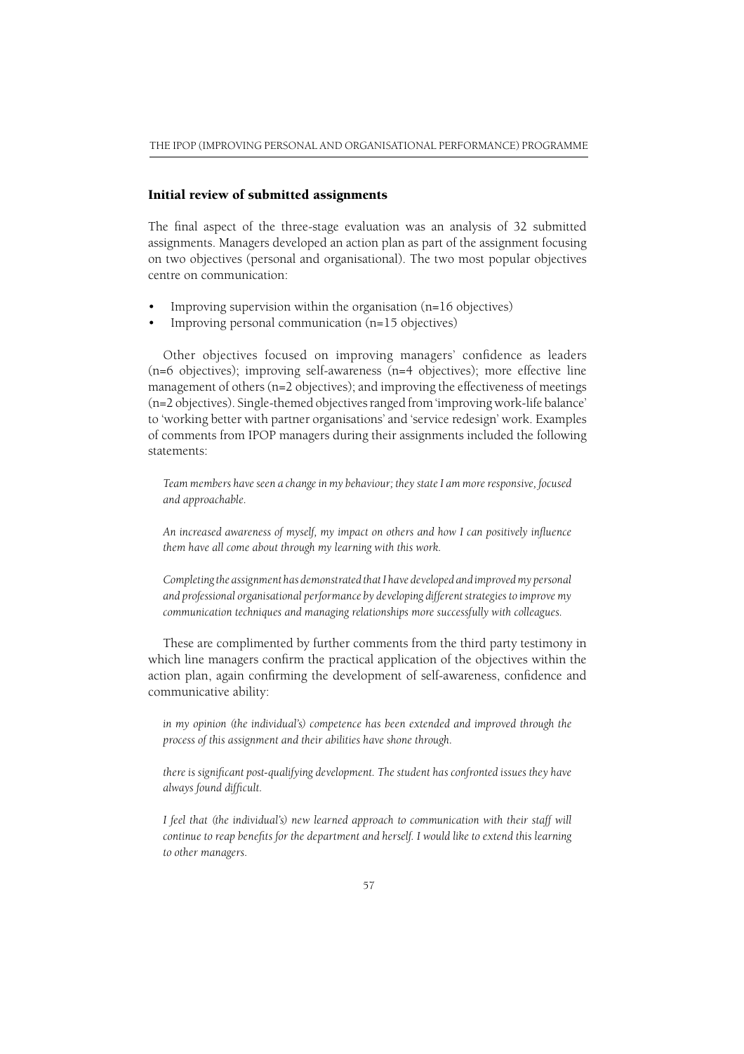## Initial review of submitted assignments

The final aspect of the three-stage evaluation was an analysis of 32 submitted assignments. Managers developed an action plan as part of the assignment focusing on two objectives (personal and organisational). The two most popular objectives centre on communication:

- Improving supervision within the organisation (n=16 objectives)
- Improving personal communication (n=15 objectives)

Other objectives focused on improving managers' confidence as leaders (n=6 objectives); improving self-awareness (n=4 objectives); more effective line management of others (n=2 objectives); and improving the effectiveness of meetings (n=2 objectives). Single-themed objectives ranged from 'improving work-life balance' to 'working better with partner organisations' and 'service redesign' work. Examples of comments from IPOP managers during their assignments included the following statements:

*Team members have seen a change in my behaviour; they state I am more responsive, focused and approachable.*

*An increased awareness of myself, my impact on others and how I can positively influence them have all come about through my learning with this work.*

*Completing the assignment has demonstrated that I have developed and improved my personal and professional organisational performance by developing different strategies to improve my communication techniques and managing relationships more successfully with colleagues.*

These are complimented by further comments from the third party testimony in which line managers confirm the practical application of the objectives within the action plan, again confirming the development of self-awareness, confidence and communicative ability:

*in my opinion (the individual's) competence has been extended and improved through the process of this assignment and their abilities have shone through.*

*there is significant post-qualifying development. The student has confronted issues they have always found difficult.*

*I feel that (the individual's) new learned approach to communication with their staff will continue to reap benefits for the department and herself. I would like to extend this learning to other managers.*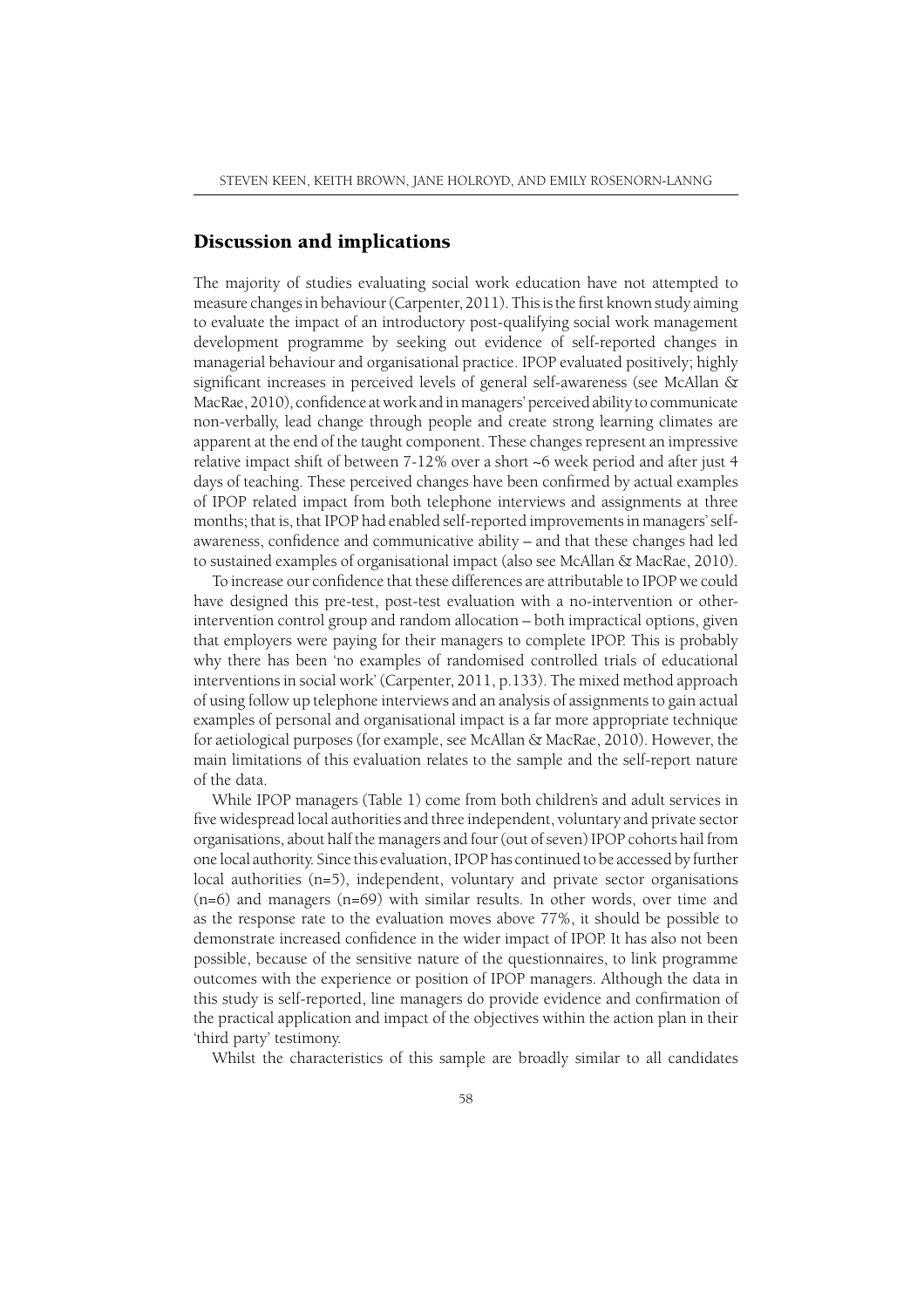## Discussion and implications

The majority of studies evaluating social work education have not attempted to measure changes in behaviour (Carpenter, 2011). This is the first known study aiming to evaluate the impact of an introductory post-qualifying social work management development programme by seeking out evidence of self-reported changes in managerial behaviour and organisational practice. IPOP evaluated positively; highly significant increases in perceived levels of general self-awareness (see McAllan & MacRae, 2010), confidence at work and in managers' perceived ability to communicate non-verbally, lead change through people and create strong learning climates are apparent at the end of the taught component. These changes represent an impressive relative impact shift of between 7-12% over a short ~6 week period and after just 4 days of teaching. These perceived changes have been confirmed by actual examples of IPOP related impact from both telephone interviews and assignments at three months; that is, that IPOP had enabled self-reported improvements in managers' self-awareness, confidence and communicative ability – and that these changes had led to sustained examples of organisational impact (also see McAllan & MacRae, 2010).

To increase our confidence that these differences are attributable to IPOP we could have designed this pre-test, post-test evaluation with a no-intervention or other-intervention control group and random allocation – both impractical options, given that employers were paying for their managers to complete IPOP. This is probably why there has been 'no examples of randomised controlled trials of educational interventions in social work' (Carpenter, 2011, p.133). The mixed method approach of using follow up telephone interviews and an analysis of assignments to gain actual examples of personal and organisational impact is a far more appropriate technique for aetiological purposes (for example, see McAllan & MacRae, 2010). However, the main limitations of this evaluation relates to the sample and the self-report nature of the data.

While IPOP managers (Table 1) come from both children's and adult services in five widespread local authorities and three independent, voluntary and private sector organisations, about half the managers and four (out of seven) IPOP cohorts hail from one local authority. Since this evaluation, IPOP has continued to be accessed by further local authorities (n=5), independent, voluntary and private sector organisations (n=6) and managers (n=69) with similar results. In other words, over time and as the response rate to the evaluation moves above 77%, it should be possible to demonstrate increased confidence in the wider impact of IPOP. It has also not been possible, because of the sensitive nature of the questionnaires, to link programme outcomes with the experience or position of IPOP managers. Although the data in this study is self-reported, line managers do provide evidence and confirmation of the practical application and impact of the objectives within the action plan in their 'third party' testimony.

Whilst the characteristics of this sample are broadly similar to all candidates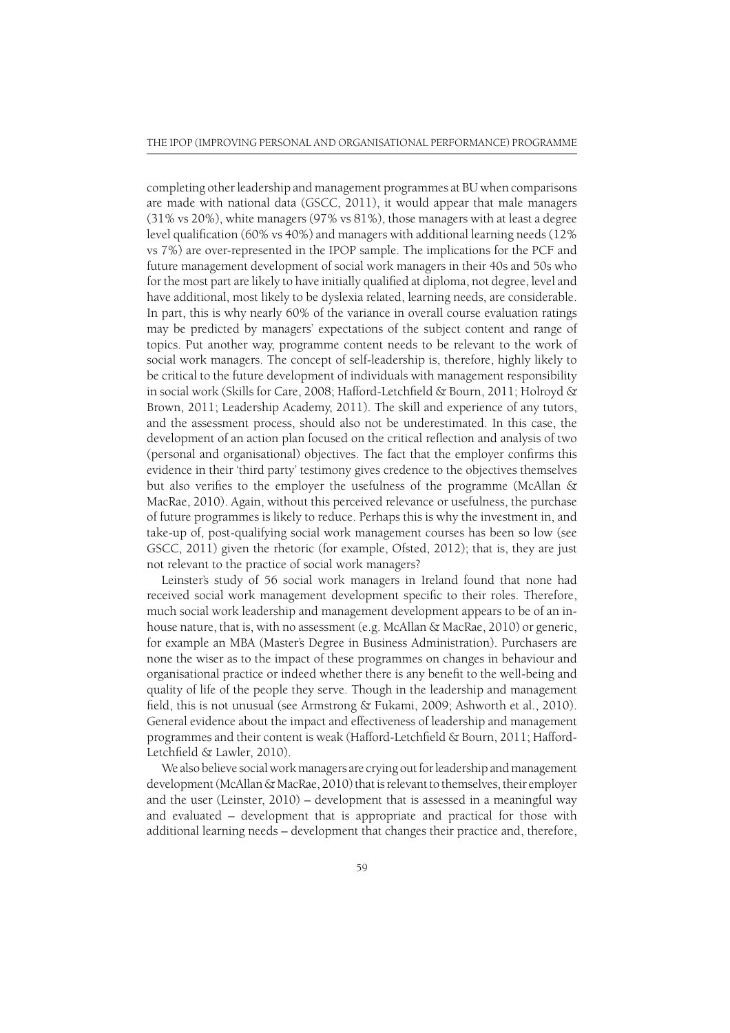completing other leadership and management programmes at BU when comparisons are made with national data (GSCC, 2011), it would appear that male managers (31% vs 20%), white managers (97% vs 81%), those managers with at least a degree level qualification (60% vs 40%) and managers with additional learning needs (12% vs 7%) are over-represented in the IPOP sample. The implications for the PCF and future management development of social work managers in their 40s and 50s who for the most part are likely to have initially qualified at diploma, not degree, level and have additional, most likely to be dyslexia related, learning needs, are considerable. In part, this is why nearly 60% of the variance in overall course evaluation ratings may be predicted by managers' expectations of the subject content and range of topics. Put another way, programme content needs to be relevant to the work of social work managers. The concept of self-leadership is, therefore, highly likely to be critical to the future development of individuals with management responsibility in social work (Skills for Care, 2008; Hafford-Letchfield & Bourn, 2011; Holroyd & Brown, 2011; Leadership Academy, 2011). The skill and experience of any tutors, and the assessment process, should also not be underestimated. In this case, the development of an action plan focused on the critical reflection and analysis of two (personal and organisational) objectives. The fact that the employer confirms this evidence in their 'third party' testimony gives credence to the objectives themselves but also verifies to the employer the usefulness of the programme (McAllan & MacRae, 2010). Again, without this perceived relevance or usefulness, the purchase of future programmes is likely to reduce. Perhaps this is why the investment in, and take-up of, post-qualifying social work management courses has been so low (see GSCC, 2011) given the rhetoric (for example, Ofsted, 2012); that is, they are just not relevant to the practice of social work managers?

Leinster's study of 56 social work managers in Ireland found that none had received social work management development specific to their roles. Therefore, much social work leadership and management development appears to be of an in-house nature, that is, with no assessment (e.g. McAllan & MacRae, 2010) or generic, for example an MBA (Master's Degree in Business Administration). Purchasers are none the wiser as to the impact of these programmes on changes in behaviour and organisational practice or indeed whether there is any benefit to the well-being and quality of life of the people they serve. Though in the leadership and management field, this is not unusual (see Armstrong & Fukami, 2009; Ashworth et al., 2010). General evidence about the impact and effectiveness of leadership and management programmes and their content is weak (Hafford-Letchfield & Bourn, 2011; Hafford-Letchfield & Lawler, 2010).

We also believe social work managers are crying out for leadership and management development (McAllan & MacRae, 2010) that is relevant to themselves, their employer and the user (Leinster, 2010) – development that is assessed in a meaningful way and evaluated – development that is appropriate and practical for those with additional learning needs – development that changes their practice and, therefore,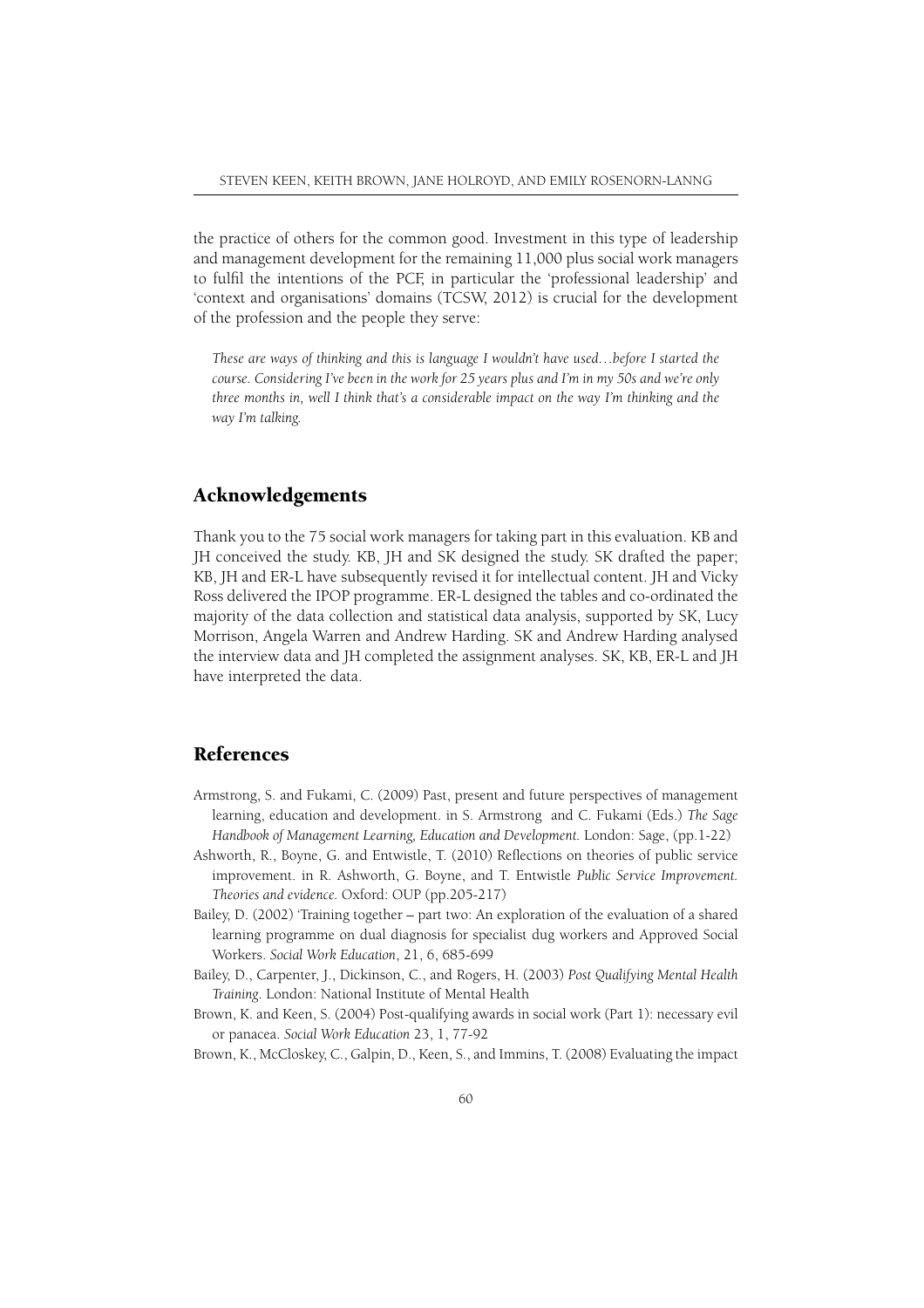the practice of others for the common good. Investment in this type of leadership and management development for the remaining 11,000 plus social work managers to fulfil the intentions of the PCF, in particular the 'professional leadership' and 'context and organisations' domains (TCSW, 2012) is crucial for the development of the profession and the people they serve:

*These are ways of thinking and this is language I wouldn't have used…before I started the course. Considering I've been in the work for 25 years plus and I'm in my 50s and we're only three months in, well I think that's a considerable impact on the way I'm thinking and the way I'm talking.*

## Acknowledgements

Thank you to the 75 social work managers for taking part in this evaluation. KB and JH conceived the study. KB, JH and SK designed the study. SK drafted the paper; KB, JH and ER-L have subsequently revised it for intellectual content. JH and Vicky Ross delivered the IPOP programme. ER-L designed the tables and co-ordinated the majority of the data collection and statistical data analysis, supported by SK, Lucy Morrison, Angela Warren and Andrew Harding. SK and Andrew Harding analysed the interview data and JH completed the assignment analyses. SK, KB, ER-L and JH have interpreted the data.

## References

Armstrong, S. and Fukami, C. (2009) Past, present and future perspectives of management learning, education and development. in S. Armstrong and C. Fukami (Eds.) *The Sage Handbook of Management Learning, Education and Development.* London: Sage, (pp.1-22)

Ashworth, R., Boyne, G. and Entwistle, T. (2010) Reflections on theories of public service improvement. in R. Ashworth, G. Boyne, and T. Entwistle *Public Service Improvement. Theories and evidence.* Oxford: OUP (pp.205-217)

Bailey, D. (2002) 'Training together – part two: An exploration of the evaluation of a shared learning programme on dual diagnosis for specialist dug workers and Approved Social Workers. *Social Work Education*, 21, 6, 685-699

Bailey, D., Carpenter, J., Dickinson, C., and Rogers, H. (2003) *Post Qualifying Mental Health Training*. London: National Institute of Mental Health

Brown, K. and Keen, S. (2004) Post-qualifying awards in social work (Part 1): necessary evil or panacea. *Social Work Education* 23, 1, 77-92

Brown, K., McCloskey, C., Galpin, D., Keen, S., and Immins, T. (2008) Evaluating the impact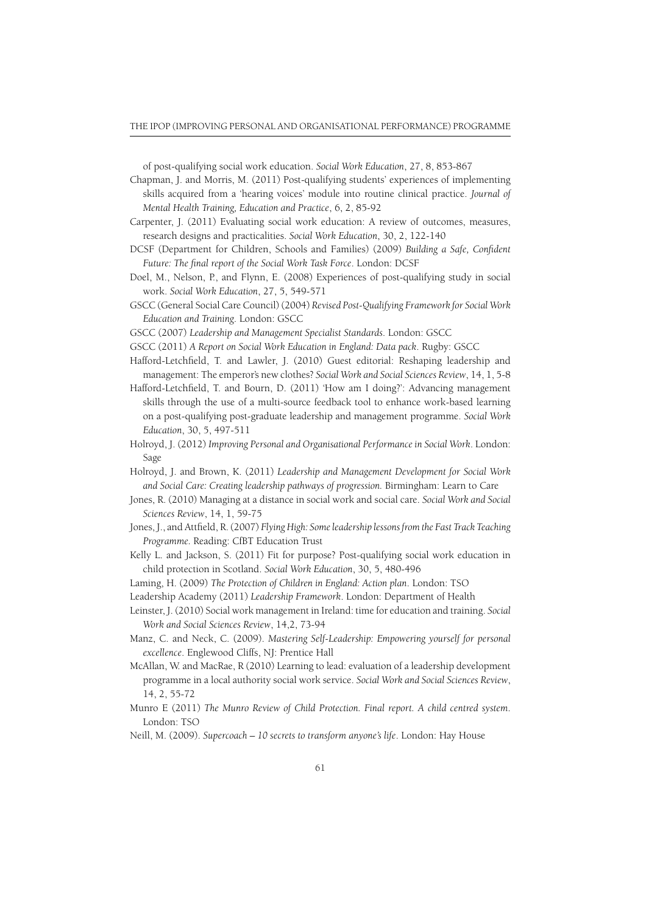of post-qualifying social work education. *Social Work Education*, 27, 8, 853-867

Chapman, J. and Morris, M. (2011) Post-qualifying students' experiences of implementing skills acquired from a 'hearing voices' module into routine clinical practice. *Journal of Mental Health Training, Education and Practice*, 6, 2, 85-92

Carpenter, J. (2011) Evaluating social work education: A review of outcomes, measures, research designs and practicalities. *Social Work Education*, 30, 2, 122-140

DCSF (Department for Children, Schools and Families) (2009) *Building a Safe, Confident Future: The final report of the Social Work Task Force*. London: DCSF

Doel, M., Nelson, P., and Flynn, E. (2008) Experiences of post-qualifying study in social work. *Social Work Education*, 27, 5, 549-571

GSCC (General Social Care Council) (2004) *Revised Post-Qualifying Framework for Social Work Education and Training*. London: GSCC

GSCC (2007) *Leadership and Management Specialist Standards*. London: GSCC

GSCC (2011) *A Report on Social Work Education in England: Data pack*. Rugby: GSCC

Hafford-Letchfield, T. and Lawler, J. (2010) Guest editorial: Reshaping leadership and management: The emperor's new clothes? *Social Work and Social Sciences Review*, 14, 1, 5-8

Hafford-Letchfield, T. and Bourn, D. (2011) 'How am I doing?': Advancing management skills through the use of a multi-source feedback tool to enhance work-based learning on a post-qualifying post-graduate leadership and management programme. *Social Work Education*, 30, 5, 497-511

Holroyd, J. (2012) *Improving Personal and Organisational Performance in Social Work*. London: Sage

Holroyd, J. and Brown, K. (2011) *Leadership and Management Development for Social Work and Social Care: Creating leadership pathways of progression.* Birmingham: Learn to Care

Jones, R. (2010) Managing at a distance in social work and social care. *Social Work and Social Sciences Review*, 14, 1, 59-75

Jones, J., and Attfield, R. (2007) *Flying High: Some leadership lessons from the Fast Track Teaching Programme*. Reading: CfBT Education Trust

Kelly L. and Jackson, S. (2011) Fit for purpose? Post-qualifying social work education in child protection in Scotland. *Social Work Education*, 30, 5, 480-496

Laming, H. (2009) *The Protection of Children in England: Action plan*. London: TSO

Leadership Academy (2011) *Leadership Framework*. London: Department of Health

Leinster, J. (2010) Social work management in Ireland: time for education and training. *Social Work and Social Sciences Review*, 14,2, 73-94

Manz, C. and Neck, C. (2009). *Mastering Self-Leadership: Empowering yourself for personal excellence*. Englewood Cliffs, NJ: Prentice Hall

McAllan, W. and MacRae, R (2010) Learning to lead: evaluation of a leadership development programme in a local authority social work service. *Social Work and Social Sciences Review*, 14, 2, 55-72

Munro E (2011) *The Munro Review of Child Protection. Final report. A child centred system*. London: TSO

Neill, M. (2009). *Supercoach – 10 secrets to transform anyone's life*. London: Hay House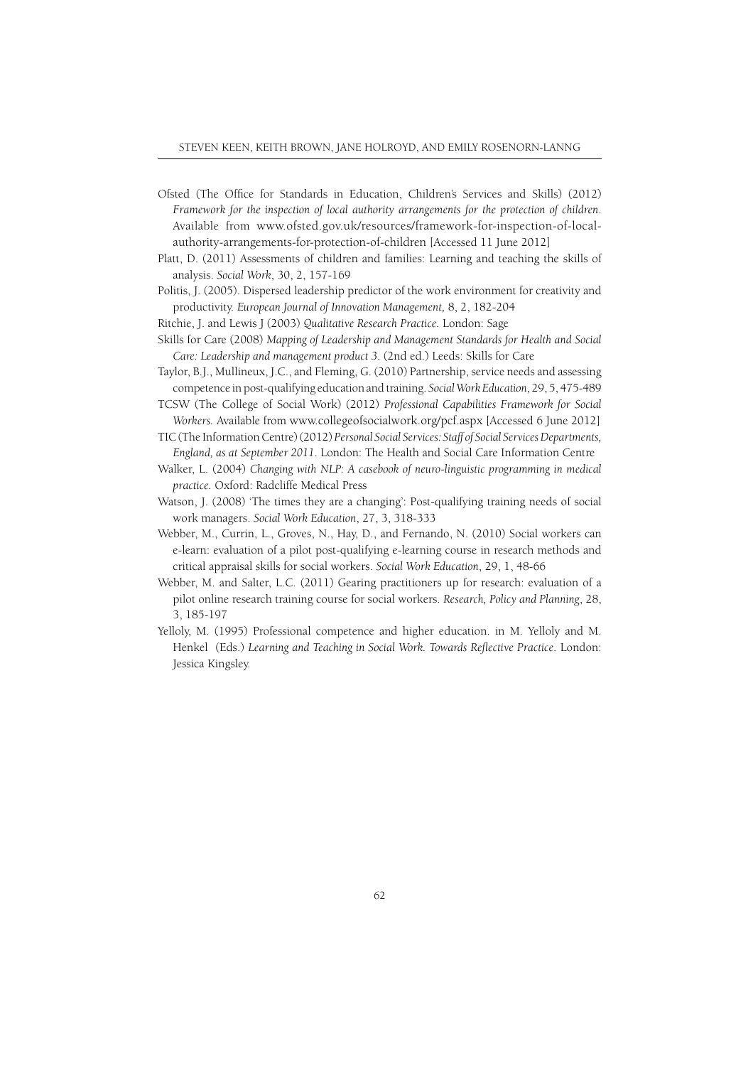Ofsted (The Office for Standards in Education, Children's Services and Skills) (2012) *Framework for the inspection of local authority arrangements for the protection of children*. Available from www.ofsted.gov.uk/resources/framework-for-inspection-of-local-authority-arrangements-for-protection-of-children [Accessed 11 June 2012]

Platt, D. (2011) Assessments of children and families: Learning and teaching the skills of analysis. *Social Work*, 30, 2, 157-169

Politis, J. (2005). Dispersed leadership predictor of the work environment for creativity and productivity. *European Journal of Innovation Management*, 8, 2, 182-204

Ritchie, J. and Lewis J (2003) *Qualitative Research Practice*. London: Sage

Skills for Care (2008) *Mapping of Leadership and Management Standards for Health and Social Care: Leadership and management product 3*. (2nd ed.) Leeds: Skills for Care

Taylor, B.J., Mullineux, J.C., and Fleming, G. (2010) Partnership, service needs and assessing competence in post-qualifying education and training. *Social Work Education*, 29, 5, 475-489

TCSW (The College of Social Work) (2012) *Professional Capabilities Framework for Social Workers*. Available from www.collegeofsocialwork.org/pcf.aspx [Accessed 6 June 2012]

TIC (The Information Centre) (2012) *Personal Social Services: Staff of Social Services Departments, England, as at September 2011*. London: The Health and Social Care Information Centre

Walker, L. (2004) *Changing with NLP: A casebook of neuro-linguistic programming in medical practice*. Oxford: Radcliffe Medical Press

Watson, J. (2008) 'The times they are a changing': Post-qualifying training needs of social work managers. *Social Work Education*, 27, 3, 318-333

Webber, M., Currin, L., Groves, N., Hay, D., and Fernando, N. (2010) Social workers can e-learn: evaluation of a pilot post-qualifying e-learning course in research methods and critical appraisal skills for social workers. *Social Work Education*, 29, 1, 48-66

Webber, M. and Salter, L.C. (2011) Gearing practitioners up for research: evaluation of a pilot online research training course for social workers. *Research, Policy and Planning*, 28, 3, 185-197

Yelloly, M. (1995) Professional competence and higher education. in M. Yelloly and M. Henkel (Eds.) *Learning and Teaching in Social Work. Towards Reflective Practice*. London: Jessica Kingsley.